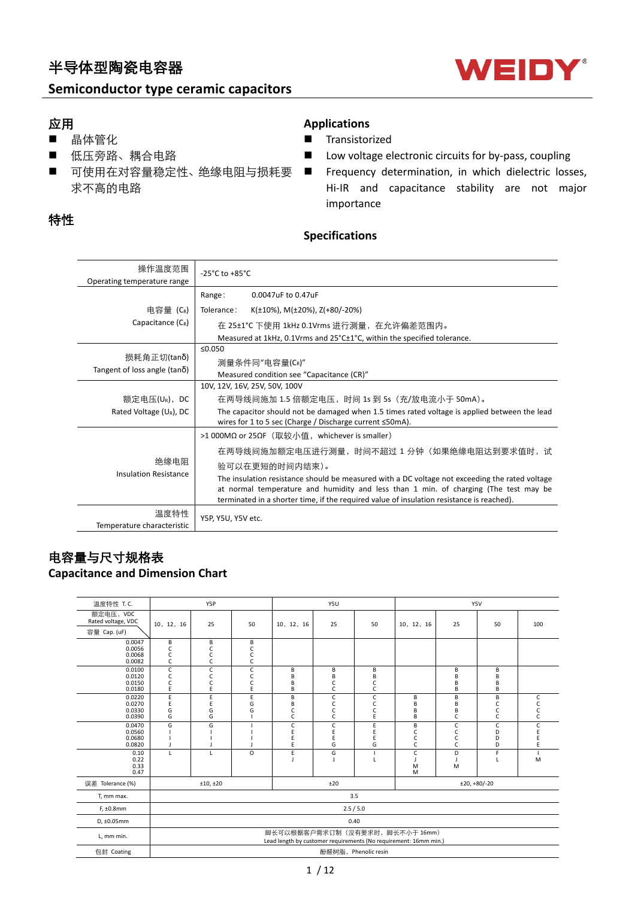# 半导体型陶瓷电容器

# Semiconductor type ceramic capacitors

## 应用

- 晶体管化
- 低压旁路、耦合电路
- 可使用在对容量稳定性、绝缘电阻与损耗要求不高的电路

## Applications

- Transistorized
- Low voltage electronic circuits for by-pass, coupling
- Frequency determination, in which dielectric losses, Hi-IR and capacitance stability are not major importance

## 特性

## Specifications

| | |
|---|---|
| 操作温度范围<br>Operating temperature range | -25°C to +85°C |
| 电容量 ($C_R$)<br>Capacitance ($C_R$) | Range: 0.0047uF to 0.47uF<br>Tolerance: K(±10%), M(±20%), Z(+80/-20%)<br>在 25±1°C 下使用 1kHz 0.1Vrms 进行测量，在允许偏差范围内。<br>Measured at 1kHz, 0.1Vrms and 25°C±1°C, within the specified tolerance. |
| 损耗角正切(tanδ)<br>Tangent of loss angle (tanδ) | ≤0.050<br>测量条件同"电容量($C_R$)"<br>Measured condition see "Capacitance (CR)" |
| 额定电压($U_R$)，DC<br>Rated Voltage ($U_R$), DC | 10V, 12V, 16V, 25V, 50V, 100V<br>在两导线间施加 1.5 倍额定电压，时间 1s 到 5s（充/放电流小于 50mA)。<br>The capacitor should not be damaged when 1.5 times rated voltage is applied between the lead wires for 1 to 5 sec (Charge / Discharge current ≤50mA). |
| 绝缘电阻<br>Insulation Resistance | >1 000MΩ or 25ΩF（取较小值，whichever is smaller)<br>在两导线间施加额定电压进行测量，时间不超过 1 分钟（如果绝缘电阻达到要求值时，试验可以在更短的时间内结束)。<br>The insulation resistance should be measured with a DC voltage not exceeding the rated voltage at normal temperature and humidity and less than 1 min. of charging (The test may be terminated in a shorter time, if the required value of insulation resistance is reached). |
| 温度特性<br>Temperature characteristic | Y5P, Y5U, Y5V etc. |

## 电容量与尺寸规格表

## Capacitance and Dimension Chart

| 温度特性 T.C. | Y5P | | | Y5U | | | Y5V | | | |
|---|---|---|---|---|---|---|---|---|---|---|
| 额定电压，VDC Rated voltage, VDC / 容量 Cap. (uF) | 10, 12, 16 | 25 | 50 | 10, 12, 16 | 25 | 50 | 10, 12, 16 | 25 | 50 | 100 |
| 0.0047 | B | B | B | | | | | | | |
| 0.0056 | C | C | C | | | | | | | |
| 0.0068 | C | C | C | | | | | | | |
| 0.0082 | C | C | C | | | | | | | |
| 0.0100 | C | C | C | B | B | B | | B | B | |
| 0.0120 | C | C | C | B | B | C | | B | B | |
| 0.0150 | C | C | C | B | C | C | | B | B | |
| 0.0180 | E | E | E | B | C | C | | B | B | |
| 0.0220 | E | E | E | B | C | C | B | B | B | C |
| 0.0270 | E | E | G | B | C | C | B | B | C | C |
| 0.0330 | G | G | G | C | C | C | B | B | C | C |
| 0.0390 | G | G | I | C | C | E | B | C | C | C |
| 0.0470 | G | G | I | C | C | E | B | C | C | C |
| 0.0560 | I | I | I | E | E | E | C | C | D | E |
| 0.0680 | I | I | I | E | E | E | C | C | D | E |
| 0.0820 | J | J | J | E | G | G | C | C | D | E |
| 0.10 | L | L | O | E | G | I | C | D | F | I |
| 0.22 | | | | J | J | L | J | J | L | M |
| 0.33 | | | | | | | M | M | | |
| 0.47 | | | | | | | M | | | |
| 误差 Tolerance (%) | ±10, ±20 | | | ±20 | | | ±20, +80/-20 | | | |
| T, mm max. | 3.5 | | | | | | | | | |
| F, ±0.8mm | 2.5 / 5.0 | | | | | | | | | |
| D, ±0.05mm | 0.40 | | | | | | | | | |
| L, mm min. | 脚长可以根据客户需求订制（没有要求时，脚长不小于 16mm）<br>Lead length by customer requirements (No requirement: 16mm min.) | | | | | | | | | |
| 包封 Coating | 酚醛树脂，Phenolic resin | | | | | | | | | |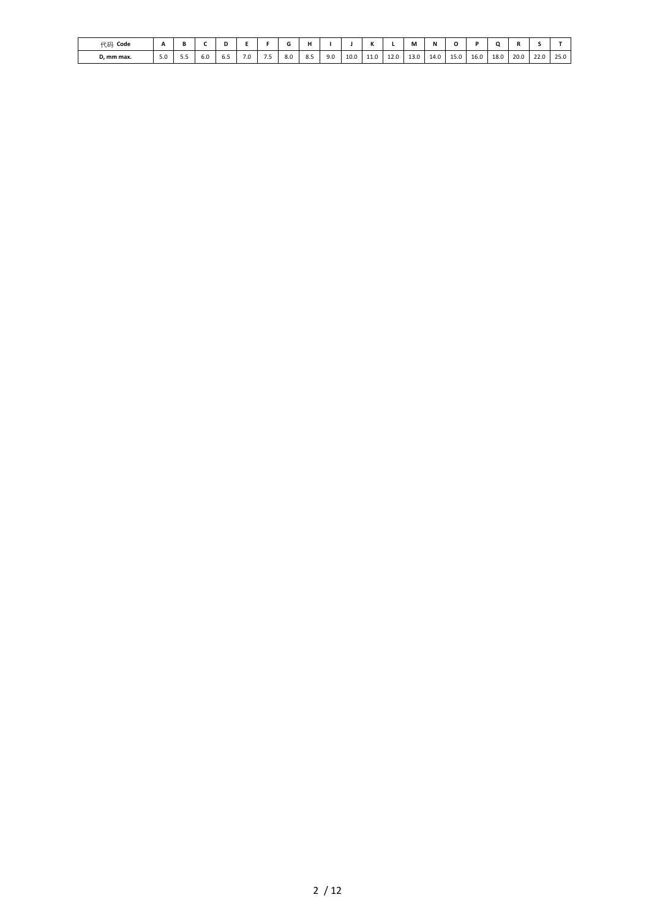| 代码 Code | A | B | C | D | E | F | G | H | I | J | K | L | M | N | O | P | Q | R | S | T |
|---|---|---|---|---|---|---|---|---|---|---|---|---|---|---|---|---|---|---|---|---|
| D, mm max. | 5.0 | 5.5 | 6.0 | 6.5 | 7.0 | 7.5 | 8.0 | 8.5 | 9.0 | 10.0 | 11.0 | 12.0 | 13.0 | 14.0 | 15.0 | 16.0 | 18.0 | 20.0 | 22.0 | 25.0 |